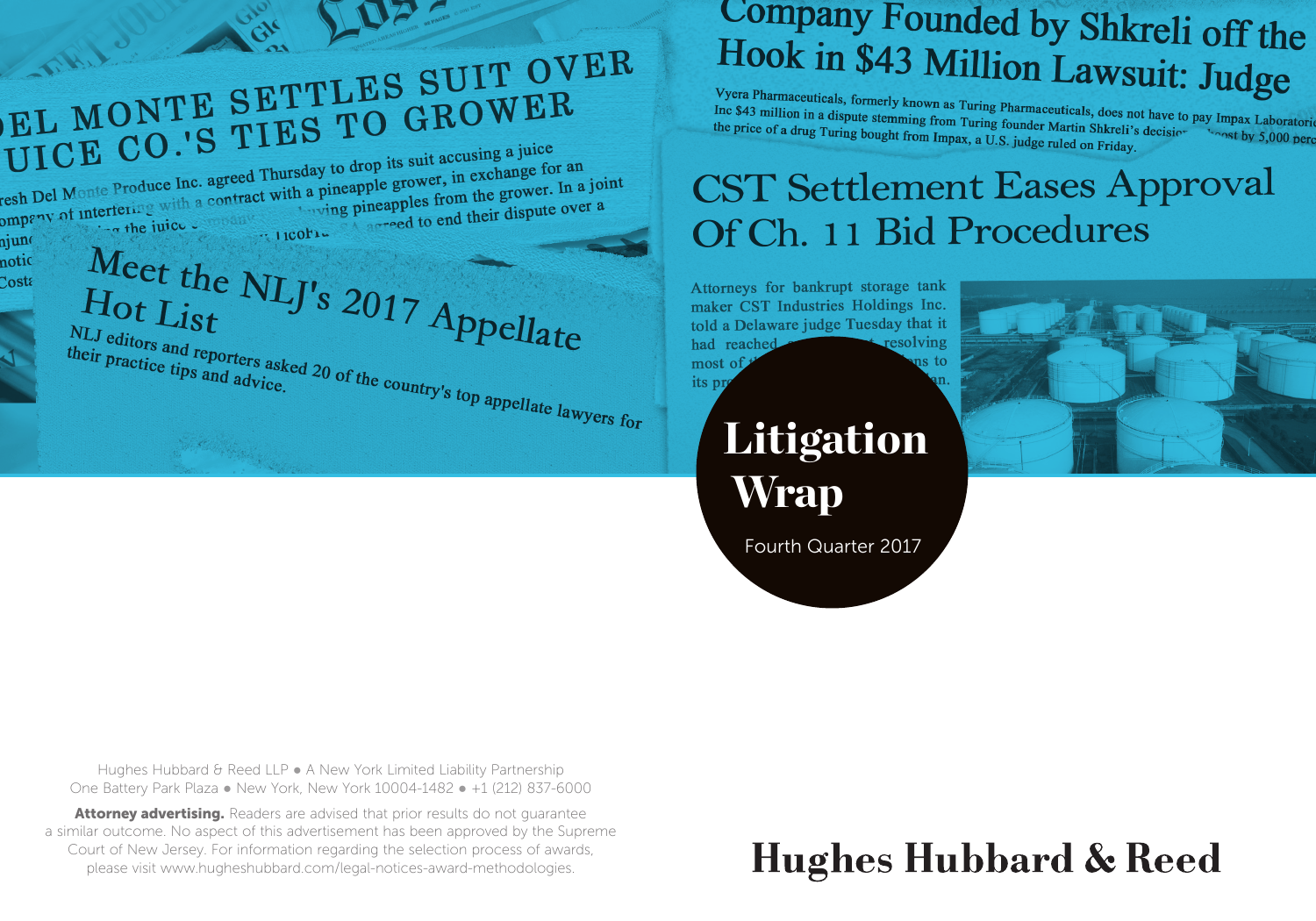# Litigation Wrap

Fourth Quarter 2017

Hughes Hubbard & Reed LLP ● A New York Limited Liability Partnership
One Battery Park Plaza ● New York, New York 10004-1482 ● +1 (212) 837-6000

**Attorney advertising.** Readers are advised that prior results do not guarantee a similar outcome. No aspect of this advertisement has been approved by the Supreme Court of New Jersey. For information regarding the selection process of awards, please visit www.hugheshubbard.com/legal-notices-award-methodologies.

Hughes Hubbard & Reed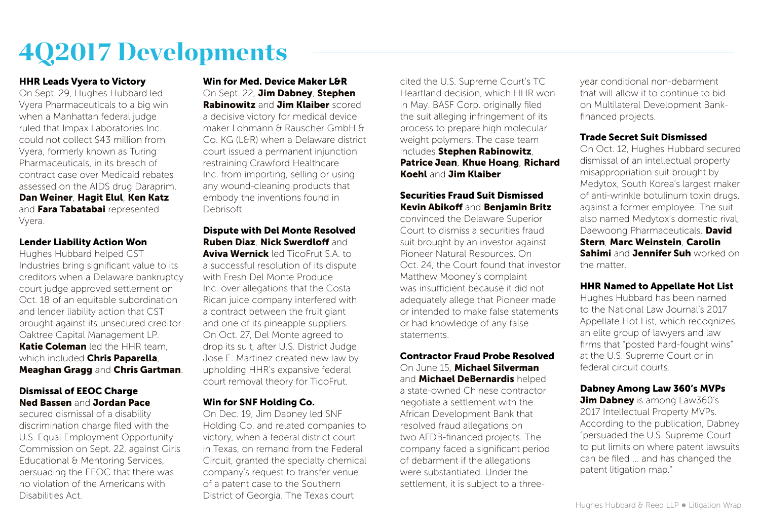# 4Q2017 Developments

### HHR Leads Vyera to Victory

On Sept. 29, Hughes Hubbard led Vyera Pharmaceuticals to a big win when a Manhattan federal judge ruled that Impax Laboratories Inc. could not collect $43 million from Vyera, formerly known as Turing Pharmaceuticals, in its breach of contract case over Medicaid rebates assessed on the AIDS drug Daraprim. **Dan Weiner**, **Hagit Elul**, **Ken Katz** and **Fara Tabatabai** represented Vyera.

### Lender Liability Action Won

Hughes Hubbard helped CST Industries bring significant value to its creditors when a Delaware bankruptcy court judge approved settlement on Oct. 18 of an equitable subordination and lender liability action that CST brought against its unsecured creditor Oaktree Capital Management LP. **Katie Coleman** led the HHR team, which included **Chris Paparella**, **Meaghan Gragg** and **Chris Gartman**.

### Dismissal of EEOC Charge

**Ned Bassen** and **Jordan Pace** secured dismissal of a disability discrimination charge filed with the U.S. Equal Employment Opportunity Commission on Sept. 22, against Girls Educational & Mentoring Services, persuading the EEOC that there was no violation of the Americans with Disabilities Act.

### Win for Med. Device Maker L&R

On Sept. 22, **Jim Dabney**, **Stephen Rabinowitz** and **Jim Klaiber** scored a decisive victory for medical device maker Lohmann & Rauscher GmbH & Co. KG (L&R) when a Delaware district court issued a permanent injunction restraining Crawford Healthcare Inc. from importing, selling or using any wound-cleaning products that embody the inventions found in Debrisoft.

### Dispute with Del Monte Resolved

**Ruben Diaz**, **Nick Swerdloff** and **Aviva Wernick** led TicoFrut S.A. to a successful resolution of its dispute with Fresh Del Monte Produce Inc. over allegations that the Costa Rican juice company interfered with a contract between the fruit giant and one of its pineapple suppliers. On Oct. 27, Del Monte agreed to drop its suit, after U.S. District Judge Jose E. Martinez created new law by upholding HHR's expansive federal court removal theory for TicoFrut.

### Win for SNF Holding Co.

On Dec. 19, Jim Dabney led SNF Holding Co. and related companies to victory, when a federal district court in Texas, on remand from the Federal Circuit, granted the specialty chemical company's request to transfer venue of a patent case to the Southern District of Georgia. The Texas court cited the U.S. Supreme Court's TC Heartland decision, which HHR won in May. BASF Corp. originally filed the suit alleging infringement of its process to prepare high molecular weight polymers. The case team includes **Stephen Rabinowitz**, **Patrice Jean**, **Khue Hoang**, **Richard Koehl** and **Jim Klaiber**.

### Securities Fraud Suit Dismissed

**Kevin Abikoff** and **Benjamin Britz** convinced the Delaware Superior Court to dismiss a securities fraud suit brought by an investor against Pioneer Natural Resources. On Oct. 24, the Court found that investor Matthew Mooney's complaint was insufficient because it did not adequately allege that Pioneer made or intended to make false statements or had knowledge of any false statements.

### Contractor Fraud Probe Resolved

On June 15, **Michael Silverman** and **Michael DeBernardis** helped a state-owned Chinese contractor negotiate a settlement with the African Development Bank that resolved fraud allegations on two AFDB-financed projects. The company faced a significant period of debarment if the allegations were substantiated. Under the settlement, it is subject to a three-year conditional non-debarment that will allow it to continue to bid on Multilateral Development Bank-financed projects.

### Trade Secret Suit Dismissed

On Oct. 12, Hughes Hubbard secured dismissal of an intellectual property misappropriation suit brought by Medytox, South Korea's largest maker of anti-wrinkle botulinum toxin drugs, against a former employee. The suit also named Medytox's domestic rival, Daewoong Pharmaceuticals. **David Stern**, **Marc Weinstein**, **Carolin Sahimi** and **Jennifer Suh** worked on the matter.

### HHR Named to Appellate Hot List

Hughes Hubbard has been named to the National Law Journal's 2017 Appellate Hot List, which recognizes an elite group of lawyers and law firms that "posted hard-fought wins" at the U.S. Supreme Court or in federal circuit courts.

### Dabney Among Law 360's MVPs

**Jim Dabney** is among Law360's 2017 Intellectual Property MVPs. According to the publication, Dabney "persuaded the U.S. Supreme Court to put limits on where patent lawsuits can be filed ... and has changed the patent litigation map."